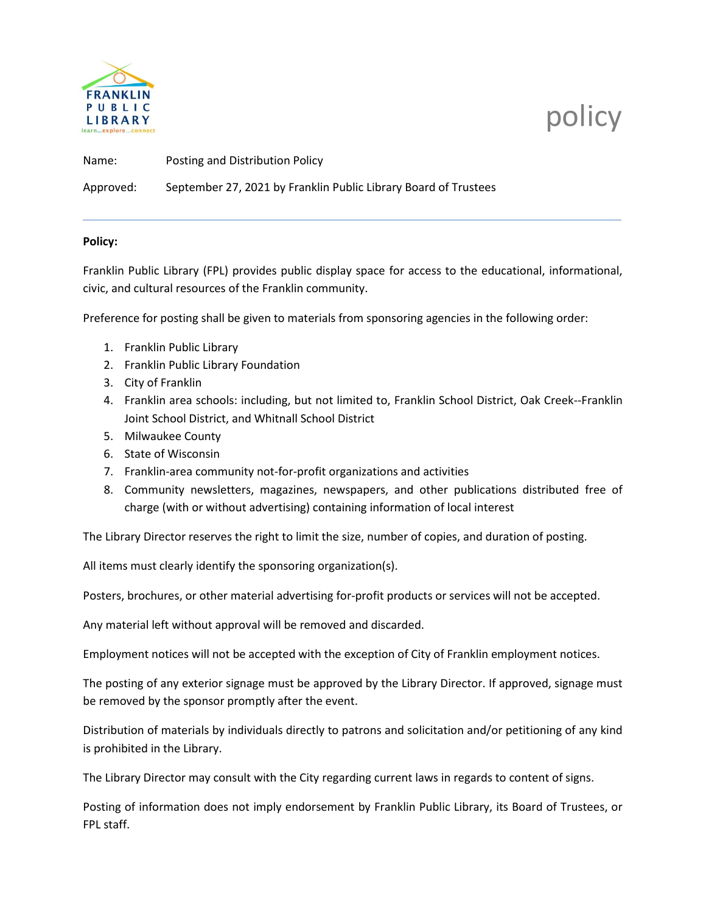FRANKLIN PUBLIC LIBRARY
learn...explore...connect

# policy

Name: Posting and Distribution Policy

Approved: September 27, 2021 by Franklin Public Library Board of Trustees

---

**Policy:**

Franklin Public Library (FPL) provides public display space for access to the educational, informational, civic, and cultural resources of the Franklin community.

Preference for posting shall be given to materials from sponsoring agencies in the following order:

1. Franklin Public Library
2. Franklin Public Library Foundation
3. City of Franklin
4. Franklin area schools: including, but not limited to, Franklin School District, Oak Creek--Franklin Joint School District, and Whitnall School District
5. Milwaukee County
6. State of Wisconsin
7. Franklin-area community not-for-profit organizations and activities
8. Community newsletters, magazines, newspapers, and other publications distributed free of charge (with or without advertising) containing information of local interest

The Library Director reserves the right to limit the size, number of copies, and duration of posting.

All items must clearly identify the sponsoring organization(s).

Posters, brochures, or other material advertising for-profit products or services will not be accepted.

Any material left without approval will be removed and discarded.

Employment notices will not be accepted with the exception of City of Franklin employment notices.

The posting of any exterior signage must be approved by the Library Director. If approved, signage must be removed by the sponsor promptly after the event.

Distribution of materials by individuals directly to patrons and solicitation and/or petitioning of any kind is prohibited in the Library.

The Library Director may consult with the City regarding current laws in regards to content of signs.

Posting of information does not imply endorsement by Franklin Public Library, its Board of Trustees, or FPL staff.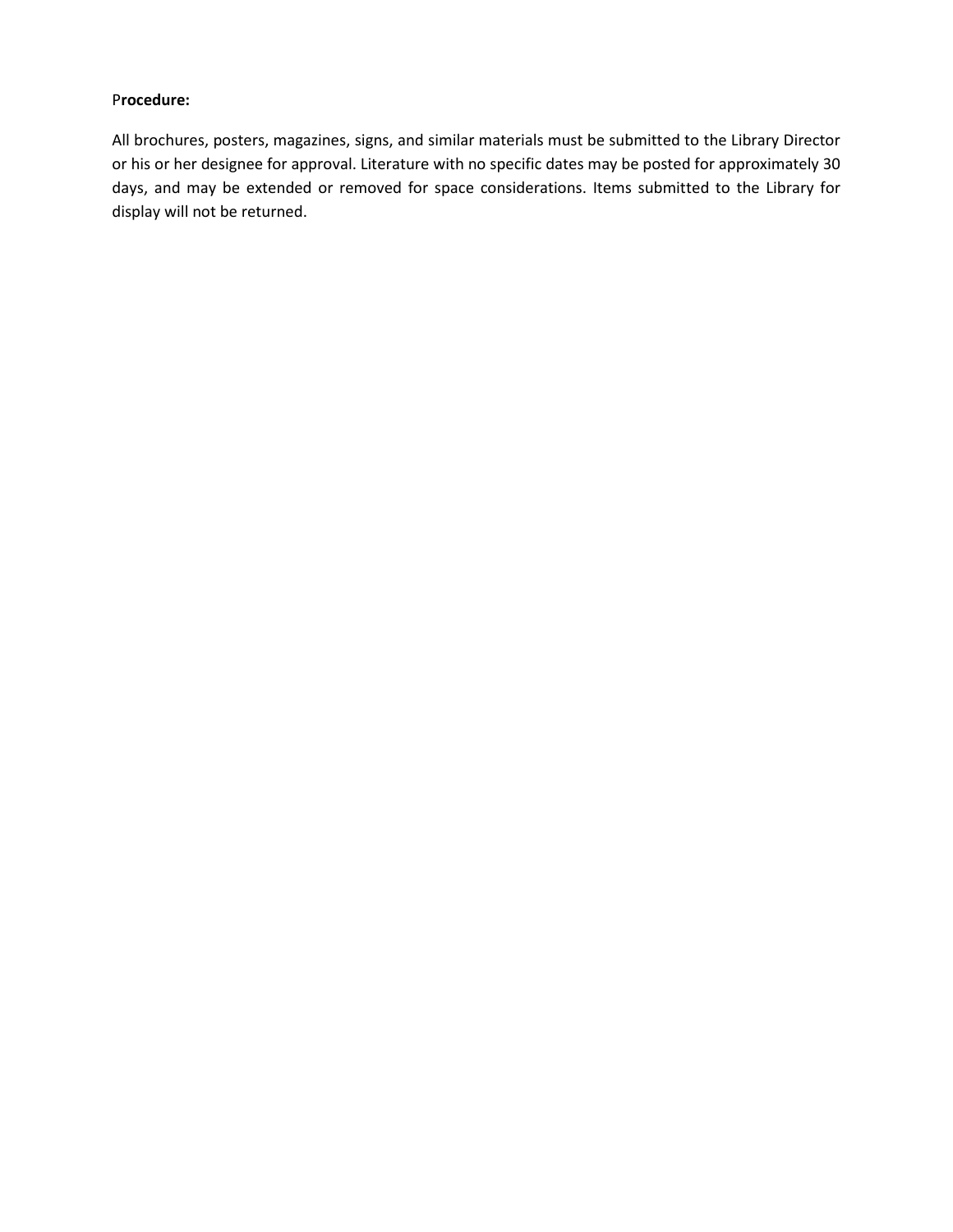**Procedure:**

All brochures, posters, magazines, signs, and similar materials must be submitted to the Library Director or his or her designee for approval. Literature with no specific dates may be posted for approximately 30 days, and may be extended or removed for space considerations. Items submitted to the Library for display will not be returned.